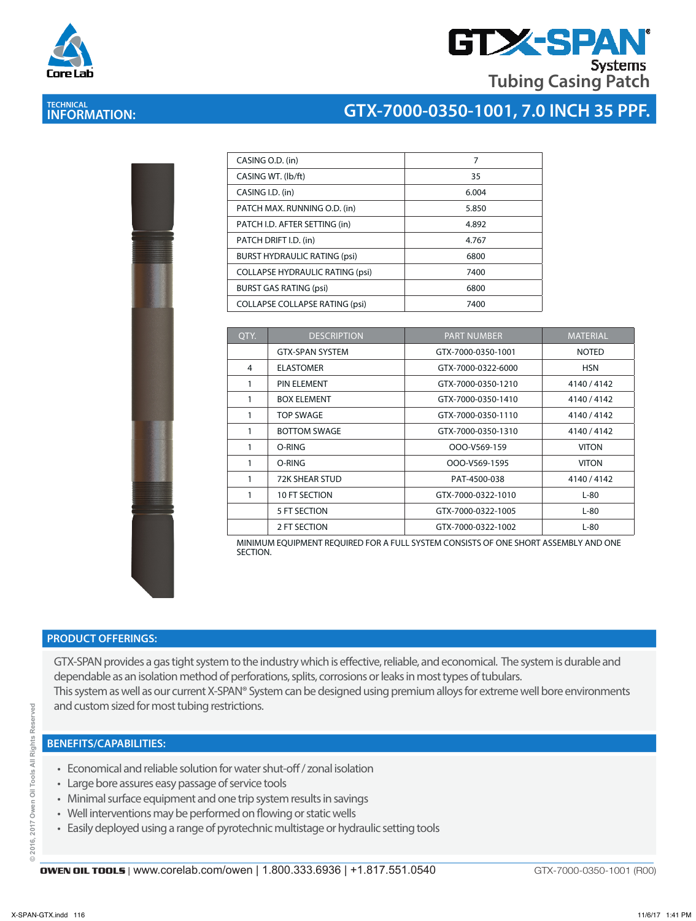# GTX-SPAN® Systems

## Tubing Casing Patch

**TECHNICAL INFORMATION:**

## GTX-7000-0350-1001, 7.0 INCH 35 PPF.

| | |
|---|---|
| CASING O.D. (in) | 7 |
| CASING WT. (lb/ft) | 35 |
| CASING I.D. (in) | 6.004 |
| PATCH MAX. RUNNING O.D. (in) | 5.850 |
| PATCH I.D. AFTER SETTING (in) | 4.892 |
| PATCH DRIFT I.D. (in) | 4.767 |
| BURST HYDRAULIC RATING (psi) | 6800 |
| COLLAPSE HYDRAULIC RATING (psi) | 7400 |
| BURST GAS RATING (psi) | 6800 |
| COLLAPSE COLLAPSE RATING (psi) | 7400 |

| QTY. | DESCRIPTION | PART NUMBER | MATERIAL |
|---|---|---|---|
| | GTX-SPAN SYSTEM | GTX-7000-0350-1001 | NOTED |
| 4 | ELASTOMER | GTX-7000-0322-6000 | HSN |
| 1 | PIN ELEMENT | GTX-7000-0350-1210 | 4140 / 4142 |
| 1 | BOX ELEMENT | GTX-7000-0350-1410 | 4140 / 4142 |
| 1 | TOP SWAGE | GTX-7000-0350-1110 | 4140 / 4142 |
| 1 | BOTTOM SWAGE | GTX-7000-0350-1310 | 4140 / 4142 |
| 1 | O-RING | OOO-V569-159 | VITON |
| 1 | O-RING | OOO-V569-1595 | VITON |
| 1 | 72K SHEAR STUD | PAT-4500-038 | 4140 / 4142 |
| 1 | 10 FT SECTION | GTX-7000-0322-1010 | L-80 |
| | 5 FT SECTION | GTX-7000-0322-1005 | L-80 |
| | 2 FT SECTION | GTX-7000-0322-1002 | L-80 |

MINIMUM EQUIPMENT REQUIRED FOR A FULL SYSTEM CONSISTS OF ONE SHORT ASSEMBLY AND ONE SECTION.

## PRODUCT OFFERINGS:

GTX-SPAN provides a gas tight system to the industry which is effective, reliable, and economical. The system is durable and dependable as an isolation method of perforations, splits, corrosions or leaks in most types of tubulars.
This system as well as our current X-SPAN® System can be designed using premium alloys for extreme well bore environments and custom sized for most tubing restrictions.

## BENEFITS/CAPABILITIES:

- Economical and reliable solution for water shut-off / zonal isolation
- Large bore assures easy passage of service tools
- Minimal surface equipment and one trip system results in savings
- Well interventions may be performed on flowing or static wells
- Easily deployed using a range of pyrotechnic multistage or hydraulic setting tools

**OWEN OIL TOOLS** | www.corelab.com/owen | 1.800.333.6936 | +1.817.551.0540 GTX-7000-0350-1001 (R00)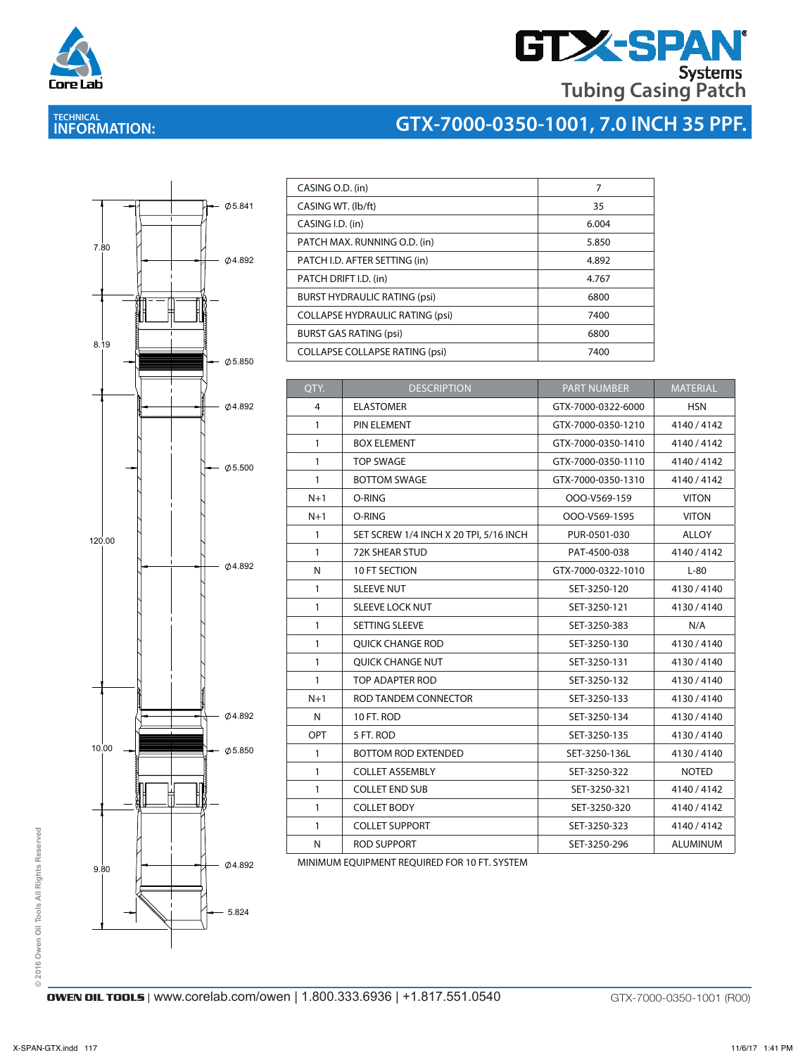# GTX-SPAN® Systems Tubing Casing Patch

## TECHNICAL INFORMATION: GTX-7000-0350-1001, 7.0 INCH 35 PPF.

7.80

Ø5.841

Ø4.892

8.19

Ø5.850

Ø4.892

Ø5.500

120.00

Ø4.892

Ø4.892

10.00

Ø5.850

9.80

Ø4.892

5.824

| | |
|---|---|
| CASING O.D. (in) | 7 |
| CASING WT. (lb/ft) | 35 |
| CASING I.D. (in) | 6.004 |
| PATCH MAX. RUNNING O.D. (in) | 5.850 |
| PATCH I.D. AFTER SETTING (in) | 4.892 |
| PATCH DRIFT I.D. (in) | 4.767 |
| BURST HYDRAULIC RATING (psi) | 6800 |
| COLLAPSE HYDRAULIC RATING (psi) | 7400 |
| BURST GAS RATING (psi) | 6800 |
| COLLAPSE COLLAPSE RATING (psi) | 7400 |

| QTY. | DESCRIPTION | PART NUMBER | MATERIAL |
|---|---|---|---|
| 4 | ELASTOMER | GTX-7000-0322-6000 | HSN |
| 1 | PIN ELEMENT | GTX-7000-0350-1210 | 4140 / 4142 |
| 1 | BOX ELEMENT | GTX-7000-0350-1410 | 4140 / 4142 |
| 1 | TOP SWAGE | GTX-7000-0350-1110 | 4140 / 4142 |
| 1 | BOTTOM SWAGE | GTX-7000-0350-1310 | 4140 / 4142 |
| N+1 | O-RING | OOO-V569-159 | VITON |
| N+1 | O-RING | OOO-V569-1595 | VITON |
| 1 | SET SCREW 1/4 INCH X 20 TPI, 5/16 INCH | PUR-0501-030 | ALLOY |
| 1 | 72K SHEAR STUD | PAT-4500-038 | 4140 / 4142 |
| N | 10 FT SECTION | GTX-7000-0322-1010 | L-80 |
| 1 | SLEEVE NUT | SET-3250-120 | 4130 / 4140 |
| 1 | SLEEVE LOCK NUT | SET-3250-121 | 4130 / 4140 |
| 1 | SETTING SLEEVE | SET-3250-383 | N/A |
| 1 | QUICK CHANGE ROD | SET-3250-130 | 4130 / 4140 |
| 1 | QUICK CHANGE NUT | SET-3250-131 | 4130 / 4140 |
| 1 | TOP ADAPTER ROD | SET-3250-132 | 4130 / 4140 |
| N+1 | ROD TANDEM CONNECTOR | SET-3250-133 | 4130 / 4140 |
| N | 10 FT. ROD | SET-3250-134 | 4130 / 4140 |
| OPT | 5 FT. ROD | SET-3250-135 | 4130 / 4140 |
| 1 | BOTTOM ROD EXTENDED | SET-3250-136L | 4130 / 4140 |
| 1 | COLLET ASSEMBLY | SET-3250-322 | NOTED |
| 1 | COLLET END SUB | SET-3250-321 | 4140 / 4142 |
| 1 | COLLET BODY | SET-3250-320 | 4140 / 4142 |
| 1 | COLLET SUPPORT | SET-3250-323 | 4140 / 4142 |
| N | ROD SUPPORT | SET-3250-296 | ALUMINUM |

MINIMUM EQUIPMENT REQUIRED FOR 10 FT. SYSTEM

© 2016 Owen Oil Tools All Rights Reserved

**OWEN OIL TOOLS** | www.corelab.com/owen | 1.800.333.6936 | +1.817.551.0540 GTX-7000-0350-1001 (R00)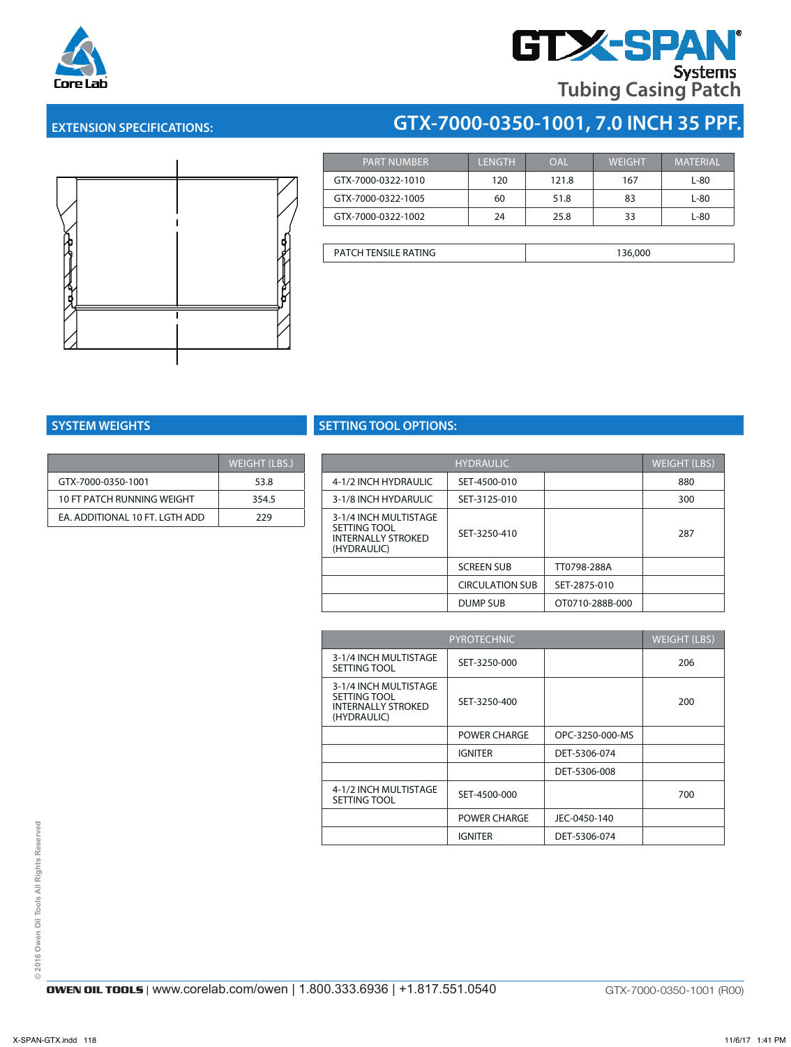Core Lab

# GTX-SPAN® Systems Tubing Casing Patch

## EXTENSION SPECIFICATIONS:

## GTX-7000-0350-1001, 7.0 INCH 35 PPF.

| PART NUMBER | LENGTH | OAL | WEIGHT | MATERIAL |
|---|---|---|---|---|
| GTX-7000-0322-1010 | 120 | 121.8 | 167 | L-80 |
| GTX-7000-0322-1005 | 60 | 51.8 | 83 | L-80 |
| GTX-7000-0322-1002 | 24 | 25.8 | 33 | L-80 |

| | |
|---|---|
| PATCH TENSILE RATING | 136,000 |

## SYSTEM WEIGHTS

| | WEIGHT (LBS.) |
|---|---|
| GTX-7000-0350-1001 | 53.8 |
| 10 FT PATCH RUNNING WEIGHT | 354.5 |
| EA. ADDITIONAL 10 FT. LGTH ADD | 229 |

## SETTING TOOL OPTIONS:

| HYDRAULIC | | | WEIGHT (LBS) |
|---|---|---|---|
| 4-1/2 INCH HYDRAULIC | SET-4500-010 | | 880 |
| 3-1/8 INCH HYDARULIC | SET-3125-010 | | 300 |
| 3-1/4 INCH MULTISTAGE SETTING TOOL INTERNALLY STROKED (HYDRAULIC) | SET-3250-410 | | 287 |
| | SCREEN SUB | TT0798-288A | |
| | CIRCULATION SUB | SET-2875-010 | |
| | DUMP SUB | OT0710-288B-000 | |

| PYROTECHNIC | | | WEIGHT (LBS) |
|---|---|---|---|
| 3-1/4 INCH MULTISTAGE SETTING TOOL | SET-3250-000 | | 206 |
| 3-1/4 INCH MULTISTAGE SETTING TOOL INTERNALLY STROKED (HYDRAULIC) | SET-3250-400 | | 200 |
| | POWER CHARGE | OPC-3250-000-MS | |
| | IGNITER | DET-5306-074 | |
| | | DET-5306-008 | |
| 4-1/2 INCH MULTISTAGE SETTING TOOL | SET-4500-000 | | 700 |
| | POWER CHARGE | JEC-0450-140 | |
| | IGNITER | DET-5306-074 | |

© 2016 Owen Oil Tools All Rights Reserved

**OWEN OIL TOOLS** | www.corelab.com/owen | 1.800.333.6936 | +1.817.551.0540 GTX-7000-0350-1001 (R00)